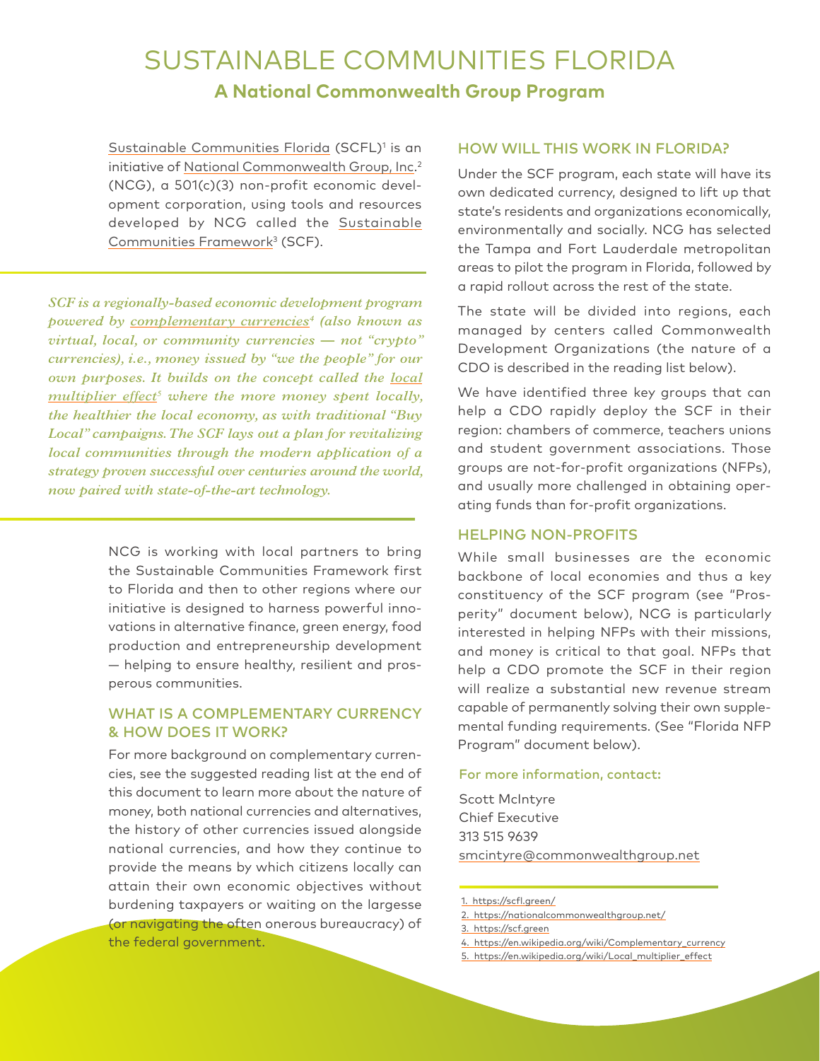# SUSTAINABLE COMMUNITIES FLORIDA

## A National Commonwealth Group Program

Sustainable Communities Florida (SCFL)[1] is an initiative of National Commonwealth Group, Inc.[2] (NCG), a 501(c)(3) non-profit economic development corporation, using tools and resources developed by NCG called the Sustainable Communities Framework[3] (SCF).

*SCF is a regionally-based economic development program powered by complementary currencies[4] (also known as virtual, local, or community currencies — not "crypto" currencies), i.e., money issued by "we the people" for our own purposes. It builds on the concept called the local multiplier effect[5] where the more money spent locally, the healthier the local economy, as with traditional "Buy Local" campaigns. The SCF lays out a plan for revitalizing local communities through the modern application of a strategy proven successful over centuries around the world, now paired with state-of-the-art technology.*

NCG is working with local partners to bring the Sustainable Communities Framework first to Florida and then to other regions where our initiative is designed to harness powerful innovations in alternative finance, green energy, food production and entrepreneurship development — helping to ensure healthy, resilient and prosperous communities.

### WHAT IS A COMPLEMENTARY CURRENCY & HOW DOES IT WORK?

For more background on complementary currencies, see the suggested reading list at the end of this document to learn more about the nature of money, both national currencies and alternatives, the history of other currencies issued alongside national currencies, and how they continue to provide the means by which citizens locally can attain their own economic objectives without burdening taxpayers or waiting on the largesse (or navigating the often onerous bureaucracy) of the federal government.

### HOW WILL THIS WORK IN FLORIDA?

Under the SCF program, each state will have its own dedicated currency, designed to lift up that state's residents and organizations economically, environmentally and socially. NCG has selected the Tampa and Fort Lauderdale metropolitan areas to pilot the program in Florida, followed by a rapid rollout across the rest of the state.

The state will be divided into regions, each managed by centers called Commonwealth Development Organizations (the nature of a CDO is described in the reading list below).

We have identified three key groups that can help a CDO rapidly deploy the SCF in their region: chambers of commerce, teachers unions and student government associations. Those groups are not-for-profit organizations (NFPs), and usually more challenged in obtaining operating funds than for-profit organizations.

### HELPING NON-PROFITS

While small businesses are the economic backbone of local economies and thus a key constituency of the SCF program (see "Prosperity" document below), NCG is particularly interested in helping NFPs with their missions, and money is critical to that goal. NFPs that help a CDO promote the SCF in their region will realize a substantial new revenue stream capable of permanently solving their own supplemental funding requirements. (See "Florida NFP Program" document below).

**For more information, contact:**

Scott McIntyre
Chief Executive
313 515 9639
smcintyre@commonwealthgroup.net

1. https://scfl.green/
2. https://nationalcommonwealthgroup.net/
3. https://scf.green
4. https://en.wikipedia.org/wiki/Complementary_currency
5. https://en.wikipedia.org/wiki/Local_multiplier_effect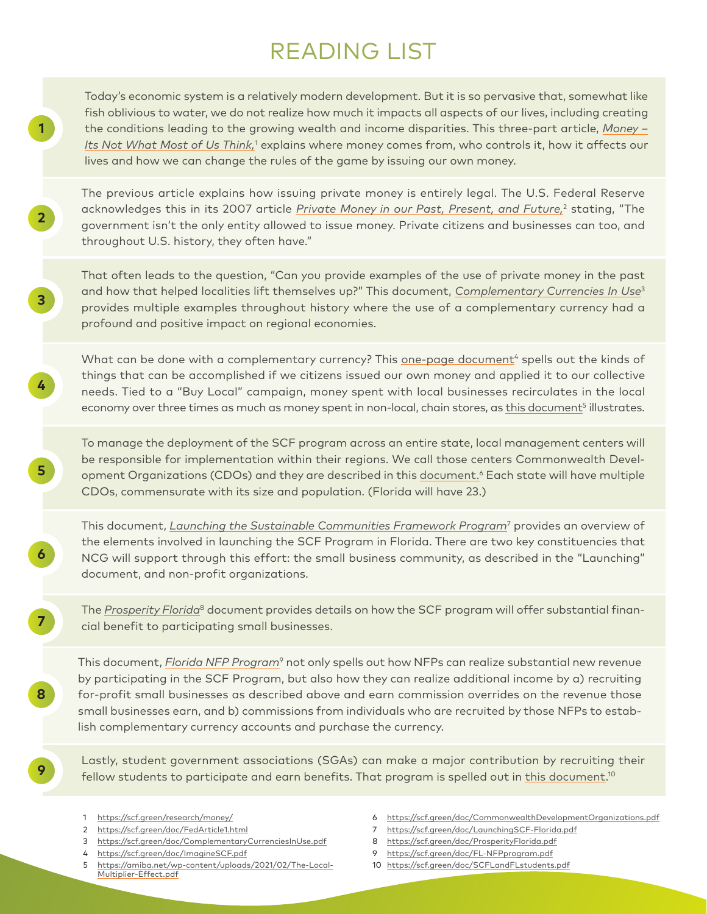# READING LIST

1. Today's economic system is a relatively modern development. But it is so pervasive that, somewhat like fish oblivious to water, we do not realize how much it impacts all aspects of our lives, including creating the conditions leading to the growing wealth and income disparities. This three-part article, *Money – Its Not What Most of Us Think,*[1] explains where money comes from, who controls it, how it affects our lives and how we can change the rules of the game by issuing our own money.

2. The previous article explains how issuing private money is entirely legal. The U.S. Federal Reserve acknowledges this in its 2007 article *Private Money in our Past, Present, and Future,*[2] stating, "The government isn't the only entity allowed to issue money. Private citizens and businesses can too, and throughout U.S. history, they often have."

3. That often leads to the question, "Can you provide examples of the use of private money in the past and how that helped localities lift themselves up?" This document, *Complementary Currencies In Use*[3] provides multiple examples throughout history where the use of a complementary currency had a profound and positive impact on regional economies.

4. What can be done with a complementary currency? This one-page document[4] spells out the kinds of things that can be accomplished if we citizens issued our own money and applied it to our collective needs. Tied to a "Buy Local" campaign, money spent with local businesses recirculates in the local economy over three times as much as money spent in non-local, chain stores, as this document[5] illustrates.

5. To manage the deployment of the SCF program across an entire state, local management centers will be responsible for implementation within their regions. We call those centers Commonwealth Development Organizations (CDOs) and they are described in this document.[6] Each state will have multiple CDOs, commensurate with its size and population. (Florida will have 23.)

6. This document, *Launching the Sustainable Communities Framework Program*[7] provides an overview of the elements involved in launching the SCF Program in Florida. There are two key constituencies that NCG will support through this effort: the small business community, as described in the "Launching" document, and non-profit organizations.

7. The *Prosperity Florida*[8] document provides details on how the SCF program will offer substantial financial benefit to participating small businesses.

8. This document, *Florida NFP Program*[9] not only spells out how NFPs can realize substantial new revenue by participating in the SCF Program, but also how they can realize additional income by a) recruiting for-profit small businesses as described above and earn commission overrides on the revenue those small businesses earn, and b) commissions from individuals who are recruited by those NFPs to establish complementary currency accounts and purchase the currency.

9. Lastly, student government associations (SGAs) can make a major contribution by recruiting their fellow students to participate and earn benefits. That program is spelled out in this document.[10]

---

1. https://scf.green/research/money/
2. https://scf.green/doc/FedArticle1.html
3. https://scf.green/doc/ComplementaryCurrenciesInUse.pdf
4. https://scf.green/doc/ImagineSCF.pdf
5. https://amiba.net/wp-content/uploads/2021/02/The-Local-Multiplier-Effect.pdf
6. https://scf.green/doc/CommonwealthDevelopmentOrganizations.pdf
7. https://scf.green/doc/LaunchingSCF-Florida.pdf
8. https://scf.green/doc/ProsperityFlorida.pdf
9. https://scf.green/doc/FL-NFPprogram.pdf
10. https://scf.green/doc/SCFLandFLstudents.pdf